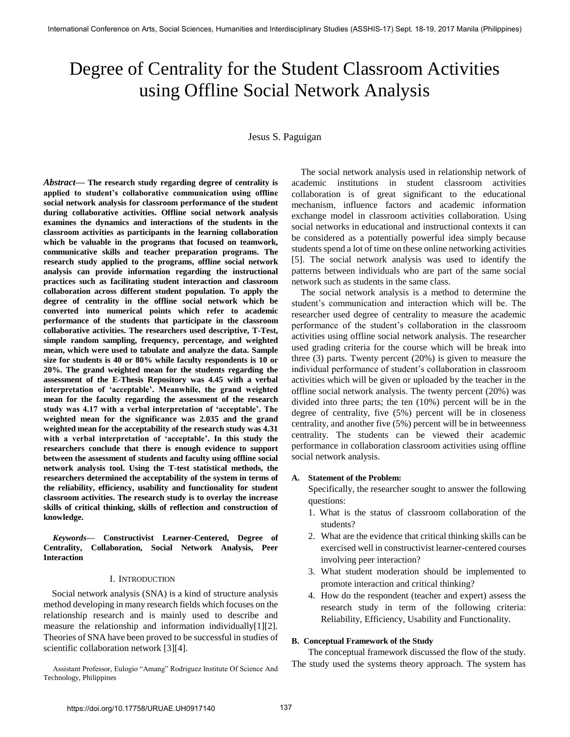# Degree of Centrality for the Student Classroom Activities using Offline Social Network Analysis

Jesus S. Paguigan

***Abstract*— The research study regarding degree of centrality is applied to student's collaborative communication using offline social network analysis for classroom performance of the student during collaborative activities. Offline social network analysis examines the dynamics and interactions of the students in the classroom activities as participants in the learning collaboration which be valuable in the programs that focused on teamwork, communicative skills and teacher preparation programs. The research study applied to the programs, offline social network analysis can provide information regarding the instructional practices such as facilitating student interaction and classroom collaboration across different student population. To apply the degree of centrality in the offline social network which be converted into numerical points which refer to academic performance of the students that participate in the classroom collaborative activities. The researchers used descriptive, T-Test, simple random sampling, frequency, percentage, and weighted mean, which were used to tabulate and analyze the data. Sample size for students is 40 or 80% while faculty respondents is 10 or 20%. The grand weighted mean for the students regarding the assessment of the E-Thesis Repository was 4.45 with a verbal interpretation of 'acceptable'. Meanwhile, the grand weighted mean for the faculty regarding the assessment of the research study was 4.17 with a verbal interpretation of 'acceptable'. The weighted mean for the significance was 2.035 and the grand weighted mean for the acceptability of the research study was 4.31 with a verbal interpretation of 'acceptable'. In this study the researchers conclude that there is enough evidence to support between the assessment of students and faculty using offline social network analysis tool. Using the T-test statistical methods, the researchers determined the acceptability of the system in terms of the reliability, efficiency, usability and functionality for student classroom activities. The research study is to overlay the increase skills of critical thinking, skills of reflection and construction of knowledge.**

***Keywords*— Constructivist Learner-Centered, Degree of Centrality, Collaboration, Social Network Analysis, Peer Interaction**

## I. Introduction

Social network analysis (SNA) is a kind of structure analysis method developing in many research fields which focuses on the relationship research and is mainly used to describe and measure the relationship and information individually[1][2]. Theories of SNA have been proved to be successful in studies of scientific collaboration network [3][4].

Assistant Professor, Eulogio "Amang" Rodriguez Institute Of Science And Technology, Philippines

The social network analysis used in relationship network of academic institutions in student classroom activities collaboration is of great significant to the educational mechanism, influence factors and academic information exchange model in classroom activities collaboration. Using social networks in educational and instructional contexts it can be considered as a potentially powerful idea simply because students spend a lot of time on these online networking activities [5]. The social network analysis was used to identify the patterns between individuals who are part of the same social network such as students in the same class.

The social network analysis is a method to determine the student's communication and interaction which will be. The researcher used degree of centrality to measure the academic performance of the student's collaboration in the classroom activities using offline social network analysis. The researcher used grading criteria for the course which will be break into three (3) parts. Twenty percent (20%) is given to measure the individual performance of student's collaboration in classroom activities which will be given or uploaded by the teacher in the offline social network analysis. The twenty percent (20%) was divided into three parts; the ten (10%) percent will be in the degree of centrality, five (5%) percent will be in closeness centrality, and another five (5%) percent will be in betweenness centrality. The students can be viewed their academic performance in collaboration classroom activities using offline social network analysis.

### A. Statement of the Problem:

Specifically, the researcher sought to answer the following questions:

1. What is the status of classroom collaboration of the students?
2. What are the evidence that critical thinking skills can be exercised well in constructivist learner-centered courses involving peer interaction?
3. What student moderation should be implemented to promote interaction and critical thinking?
4. How do the respondent (teacher and expert) assess the research study in term of the following criteria: Reliability, Efficiency, Usability and Functionality.

### B. Conceptual Framework of the Study

The conceptual framework discussed the flow of the study. The study used the systems theory approach. The system has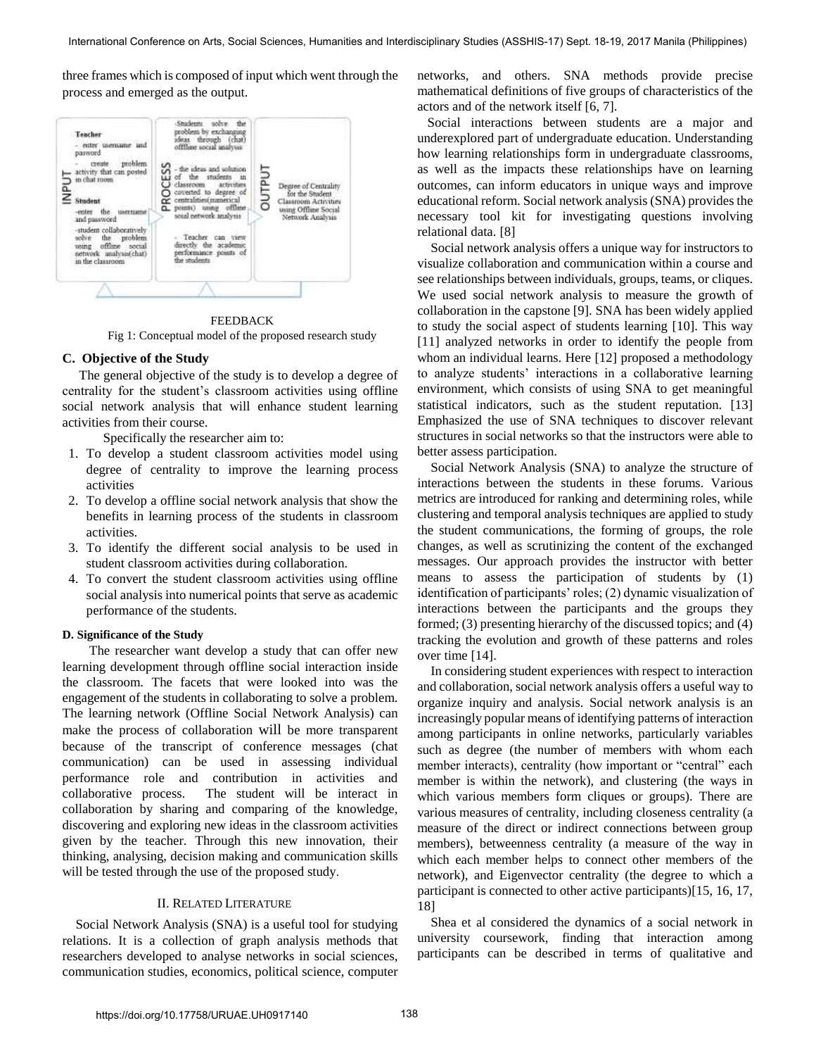three frames which is composed of input which went through the process and emerged as the output.

| INPUT | PROCESS | OUTPUT |
|---|---|---|
| **Teacher**<br>- enter username and pasword<br>- create problem activity that can posted in chat room<br>**Student**<br>-enter the username and password<br>-student collaboratively solve the problem using offline social network analysis(chat) in the classroom | -Students solve the problem by exchanging ideas through (chat) offline social analysis<br>- the ideas and solution of the students in classroom activities coverted to degree of centralities(numerical points) using offline sosial network analysis<br>- Teacher can view directly the academic performance points of the students | Degree of Centrality for the Student Classroom Activities using Offline Social Network Analysis |

FEEDBACK

Fig 1: Conceptual model of the proposed research study

### C. Objective of the Study

The general objective of the study is to develop a degree of centrality for the student's classroom activities using offline social network analysis that will enhance student learning activities from their course.

Specifically the researcher aim to:

1. To develop a student classroom activities model using degree of centrality to improve the learning process activities
2. To develop a offline social network analysis that show the benefits in learning process of the students in classroom activities.
3. To identify the different social analysis to be used in student classroom activities during collaboration.
4. To convert the student classroom activities using offline social analysis into numerical points that serve as academic performance of the students.

### D. Significance of the Study

The researcher want develop a study that can offer new learning development through offline social interaction inside the classroom. The facets that were looked into was the engagement of the students in collaborating to solve a problem. The learning network (Offline Social Network Analysis) can make the process of collaboration will be more transparent because of the transcript of conference messages (chat communication) can be used in assessing individual performance role and contribution in activities and collaborative process. The student will be interact in collaboration by sharing and comparing of the knowledge, discovering and exploring new ideas in the classroom activities given by the teacher. Through this new innovation, their thinking, analysing, decision making and communication skills will be tested through the use of the proposed study.

## II. Related Literature

Social Network Analysis (SNA) is a useful tool for studying relations. It is a collection of graph analysis methods that researchers developed to analyse networks in social sciences, communication studies, economics, political science, computer networks, and others. SNA methods provide precise mathematical definitions of five groups of characteristics of the actors and of the network itself [6, 7].

Social interactions between students are a major and underexplored part of undergraduate education. Understanding how learning relationships form in undergraduate classrooms, as well as the impacts these relationships have on learning outcomes, can inform educators in unique ways and improve educational reform. Social network analysis (SNA) provides the necessary tool kit for investigating questions involving relational data. [8]

Social network analysis offers a unique way for instructors to visualize collaboration and communication within a course and see relationships between individuals, groups, teams, or cliques. We used social network analysis to measure the growth of collaboration in the capstone [9]. SNA has been widely applied to study the social aspect of students learning [10]. This way [11] analyzed networks in order to identify the people from whom an individual learns. Here [12] proposed a methodology to analyze students' interactions in a collaborative learning environment, which consists of using SNA to get meaningful statistical indicators, such as the student reputation. [13] Emphasized the use of SNA techniques to discover relevant structures in social networks so that the instructors were able to better assess participation.

Social Network Analysis (SNA) to analyze the structure of interactions between the students in these forums. Various metrics are introduced for ranking and determining roles, while clustering and temporal analysis techniques are applied to study the student communications, the forming of groups, the role changes, as well as scrutinizing the content of the exchanged messages. Our approach provides the instructor with better means to assess the participation of students by (1) identification of participants' roles; (2) dynamic visualization of interactions between the participants and the groups they formed; (3) presenting hierarchy of the discussed topics; and (4) tracking the evolution and growth of these patterns and roles over time [14].

In considering student experiences with respect to interaction and collaboration, social network analysis offers a useful way to organize inquiry and analysis. Social network analysis is an increasingly popular means of identifying patterns of interaction among participants in online networks, particularly variables such as degree (the number of members with whom each member interacts), centrality (how important or "central" each member is within the network), and clustering (the ways in which various members form cliques or groups). There are various measures of centrality, including closeness centrality (a measure of the direct or indirect connections between group members), betweenness centrality (a measure of the way in which each member helps to connect other members of the network), and Eigenvector centrality (the degree to which a participant is connected to other active participants)[15, 16, 17, 18]

Shea et al considered the dynamics of a social network in university coursework, finding that interaction among participants can be described in terms of qualitative and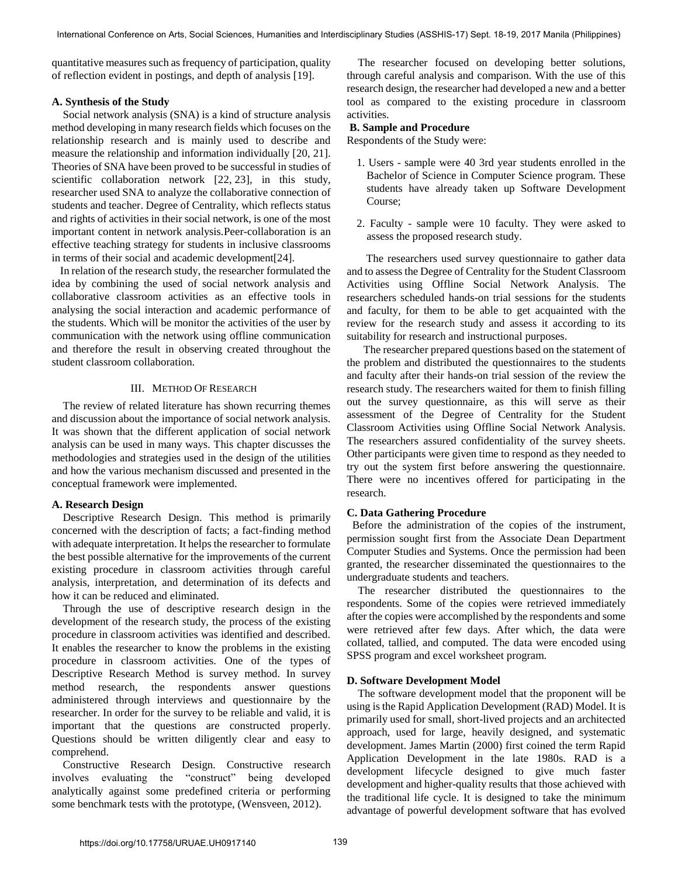quantitative measures such as frequency of participation, quality of reflection evident in postings, and depth of analysis [19].

### A. Synthesis of the Study

Social network analysis (SNA) is a kind of structure analysis method developing in many research fields which focuses on the relationship research and is mainly used to describe and measure the relationship and information individually [20, 21]. Theories of SNA have been proved to be successful in studies of scientific collaboration network [22, 23], in this study, researcher used SNA to analyze the collaborative connection of students and teacher. Degree of Centrality, which reflects status and rights of activities in their social network, is one of the most important content in network analysis.Peer-collaboration is an effective teaching strategy for students in inclusive classrooms in terms of their social and academic development[24].

In relation of the research study, the researcher formulated the idea by combining the used of social network analysis and collaborative classroom activities as an effective tools in analysing the social interaction and academic performance of the students. Which will be monitor the activities of the user by communication with the network using offline communication and therefore the result in observing created throughout the student classroom collaboration.

## III. Method Of Research

The review of related literature has shown recurring themes and discussion about the importance of social network analysis. It was shown that the different application of social network analysis can be used in many ways. This chapter discusses the methodologies and strategies used in the design of the utilities and how the various mechanism discussed and presented in the conceptual framework were implemented.

### A. Research Design

Descriptive Research Design. This method is primarily concerned with the description of facts; a fact-finding method with adequate interpretation. It helps the researcher to formulate the best possible alternative for the improvements of the current existing procedure in classroom activities through careful analysis, interpretation, and determination of its defects and how it can be reduced and eliminated.

Through the use of descriptive research design in the development of the research study, the process of the existing procedure in classroom activities was identified and described. It enables the researcher to know the problems in the existing procedure in classroom activities. One of the types of Descriptive Research Method is survey method. In survey method research, the respondents answer questions administered through interviews and questionnaire by the researcher. In order for the survey to be reliable and valid, it is important that the questions are constructed properly. Questions should be written diligently clear and easy to comprehend.

Constructive Research Design. Constructive research involves evaluating the "construct" being developed analytically against some predefined criteria or performing some benchmark tests with the prototype, (Wensveen, 2012).

The researcher focused on developing better solutions, through careful analysis and comparison. With the use of this research design, the researcher had developed a new and a better tool as compared to the existing procedure in classroom activities.

### B. Sample and Procedure

Respondents of the Study were:

1. Users - sample were 40 3rd year students enrolled in the Bachelor of Science in Computer Science program. These students have already taken up Software Development Course;
2. Faculty - sample were 10 faculty. They were asked to assess the proposed research study.

The researchers used survey questionnaire to gather data and to assess the Degree of Centrality for the Student Classroom Activities using Offline Social Network Analysis. The researchers scheduled hands-on trial sessions for the students and faculty, for them to be able to get acquainted with the review for the research study and assess it according to its suitability for research and instructional purposes.

The researcher prepared questions based on the statement of the problem and distributed the questionnaires to the students and faculty after their hands-on trial session of the review the research study. The researchers waited for them to finish filling out the survey questionnaire, as this will serve as their assessment of the Degree of Centrality for the Student Classroom Activities using Offline Social Network Analysis. The researchers assured confidentiality of the survey sheets. Other participants were given time to respond as they needed to try out the system first before answering the questionnaire. There were no incentives offered for participating in the research.

### C. Data Gathering Procedure

Before the administration of the copies of the instrument, permission sought first from the Associate Dean Department Computer Studies and Systems. Once the permission had been granted, the researcher disseminated the questionnaires to the undergraduate students and teachers.

The researcher distributed the questionnaires to the respondents. Some of the copies were retrieved immediately after the copies were accomplished by the respondents and some were retrieved after few days. After which, the data were collated, tallied, and computed. The data were encoded using SPSS program and excel worksheet program.

### D. Software Development Model

The software development model that the proponent will be using is the Rapid Application Development (RAD) Model. It is primarily used for small, short-lived projects and an architected approach, used for large, heavily designed, and systematic development. James Martin (2000) first coined the term Rapid Application Development in the late 1980s. RAD is a development lifecycle designed to give much faster development and higher-quality results that those achieved with the traditional life cycle. It is designed to take the minimum advantage of powerful development software that has evolved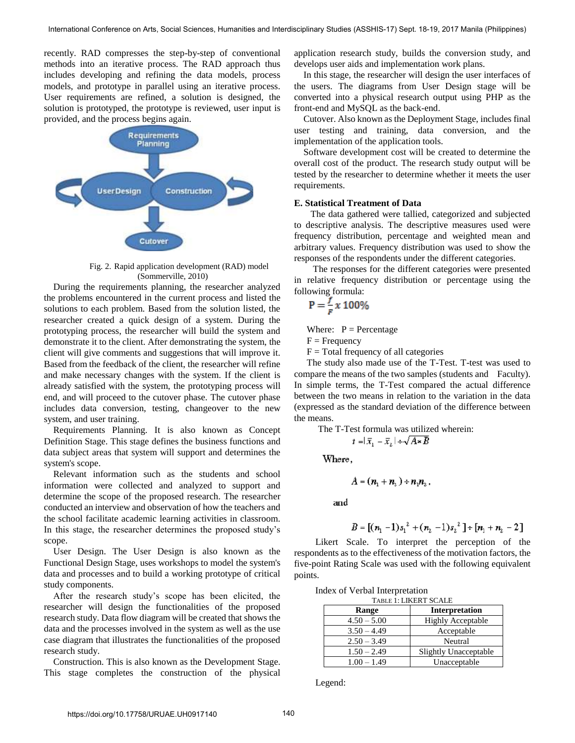recently. RAD compresses the step-by-step of conventional methods into an iterative process. The RAD approach thus includes developing and refining the data models, process models, and prototype in parallel using an iterative process. User requirements are refined, a solution is designed, the solution is prototyped, the prototype is reviewed, user input is provided, and the process begins again.

Fig. 2. Rapid application development (RAD) model (Sommerville, 2010)

During the requirements planning, the researcher analyzed the problems encountered in the current process and listed the solutions to each problem. Based from the solution listed, the researcher created a quick design of a system. During the prototyping process, the researcher will build the system and demonstrate it to the client. After demonstrating the system, the client will give comments and suggestions that will improve it. Based from the feedback of the client, the researcher will refine and make necessary changes with the system. If the client is already satisfied with the system, the prototyping process will end, and will proceed to the cutover phase. The cutover phase includes data conversion, testing, changeover to the new system, and user training.

Requirements Planning. It is also known as Concept Definition Stage. This stage defines the business functions and data subject areas that system will support and determines the system's scope.

Relevant information such as the students and school information were collected and analyzed to support and determine the scope of the proposed research. The researcher conducted an interview and observation of how the teachers and the school facilitate academic learning activities in classroom. In this stage, the researcher determines the proposed study's scope.

User Design. The User Design is also known as the Functional Design Stage, uses workshops to model the system's data and processes and to build a working prototype of critical study components.

After the research study's scope has been elicited, the researcher will design the functionalities of the proposed research study. Data flow diagram will be created that shows the data and the processes involved in the system as well as the use case diagram that illustrates the functionalities of the proposed research study.

Construction. This is also known as the Development Stage. This stage completes the construction of the physical application research study, builds the conversion study, and develops user aids and implementation work plans.

In this stage, the researcher will design the user interfaces of the users. The diagrams from User Design stage will be converted into a physical research output using PHP as the front-end and MySQL as the back-end.

Cutover. Also known as the Deployment Stage, includes final user testing and training, data conversion, and the implementation of the application tools.

Software development cost will be created to determine the overall cost of the product. The research study output will be tested by the researcher to determine whether it meets the user requirements.

### E. Statistical Treatment of Data

The data gathered were tallied, categorized and subjected to descriptive analysis. The descriptive measures used were frequency distribution, percentage and weighted mean and arbitrary values. Frequency distribution was used to show the responses of the respondents under the different categories.

The responses for the different categories were presented in relative frequency distribution or percentage using the following formula:

$$P = \frac{f}{F} x\ 100\%$$

Where: P = Percentage
F = Frequency
F = Total frequency of all categories

The study also made use of the T-Test. T-test was used to compare the means of the two samples (students and Faculty). In simple terms, the T-Test compared the actual difference between the two means in relation to the variation in the data (expressed as the standard deviation of the difference between the means.

The T-Test formula was utilized wherein:

$$t = |\bar{x}_1 - \bar{x}_2| \div \sqrt{A * B}$$

Where,

$$A = (n_1 + n_2) \div n_1 n_2,$$

and

$$B = [(n_1 - 1)s_1^2 + (n_2 - 1)s_2^2] \div [n_1 + n_2 - 2]$$

Likert Scale. To interpret the perception of the respondents as to the effectiveness of the motivation factors, the five-point Rating Scale was used with the following equivalent points.

Index of Verbal Interpretation

TABLE 1: LIKERT SCALE

| Range | Interpretation |
|---|---|
| 4.50 – 5.00 | Highly Acceptable |
| 3.50 – 4.49 | Acceptable |
| 2.50 – 3.49 | Neutral |
| 1.50 – 2.49 | Slightly Unacceptable |
| 1.00 – 1.49 | Unacceptable |

Legend: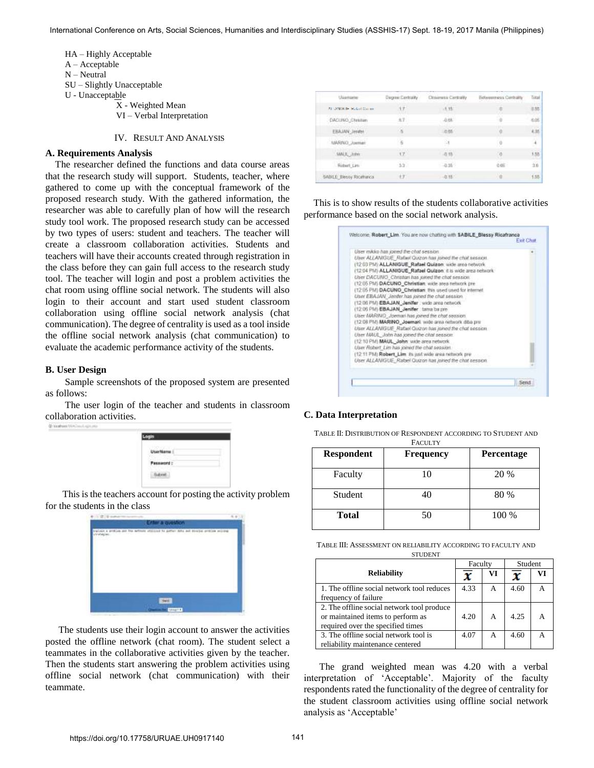HA – Highly Acceptable
A – Acceptable
N – Neutral
SU – Slightly Unacceptable
U - Unacceptable
X - Weighted Mean
VI – Verbal Interpretation

## IV. Result And Analysis

### A. Requirements Analysis

The researcher defined the functions and data course areas that the research study will support. Students, teacher, where gathered to come up with the conceptual framework of the proposed research study. With the gathered information, the researcher was able to carefully plan of how will the research study tool work. The proposed research study can be accessed by two types of users: student and teachers. The teacher will create a classroom collaboration activities. Students and teachers will have their accounts created through registration in the class before they can gain full access to the research study tool. The teacher will login and post a problem activities the chat room using offline social network. The students will also login to their account and start used student classroom collaboration using offline social network analysis (chat communication). The degree of centrality is used as a tool inside the offline social network analysis (chat communication) to evaluate the academic performance activity of the students.

### B. User Design

Sample screenshots of the proposed system are presented as follows:

The user login of the teacher and students in classroom collaboration activities.

This is the teachers account for posting the activity problem for the students in the class

The students use their login account to answer the activities posted the offline network (chat room). The student select a teammates in the collaborative activities given by the teacher. Then the students start answering the problem activities using offline social network (chat communication) with their teammate.

This is to show results of the students collaborative activities performance based on the social network analysis.

### C. Data Interpretation

TABLE II: Distribution of Respondent according to Student and Faculty

| Respondent | Frequency | Percentage |
|---|---|---|
| Faculty | 10 | 20 % |
| Student | 40 | 80 % |
| **Total** | 50 | 100 % |

TABLE III: Assessment on reliability according to faculty and student

| Reliability | Faculty | | Student | |
|---|---|---|---|---|
| | $\overline{x}$ | VI | $\overline{x}$ | VI |
| 1. The offline social network tool reduces frequency of failure | 4.33 | A | 4.60 | A |
| 2. The offline social network tool produce or maintained items to perform as required over the specified times | 4.20 | A | 4.25 | A |
| 3. The offline social network tool is reliability maintenance centered | 4.07 | A | 4.60 | A |

The grand weighted mean was 4.20 with a verbal interpretation of 'Acceptable'. Majority of the faculty respondents rated the functionality of the degree of centrality for the student classroom activities using offline social network analysis as 'Acceptable'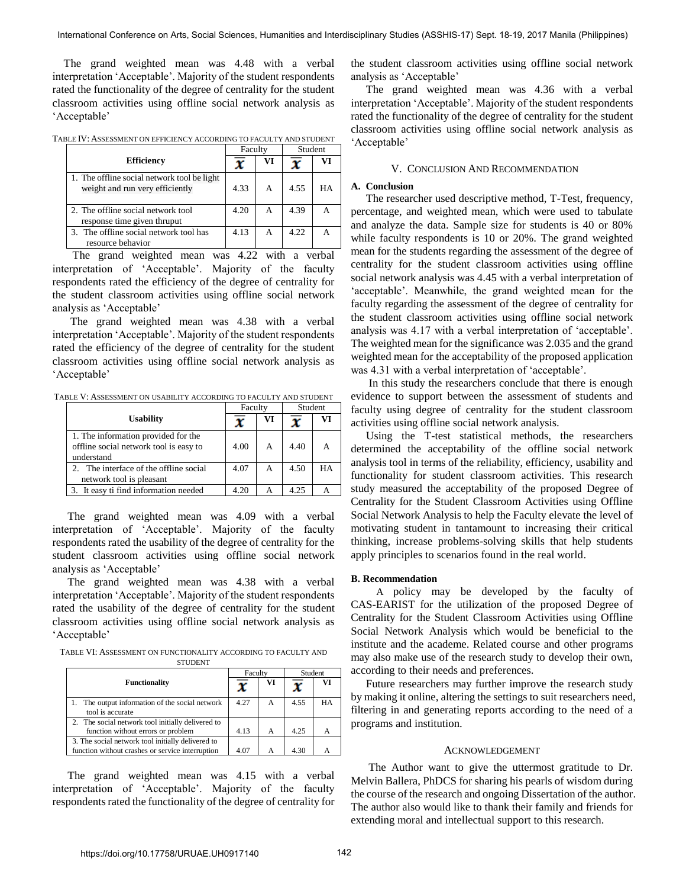The grand weighted mean was 4.48 with a verbal interpretation 'Acceptable'. Majority of the student respondents rated the functionality of the degree of centrality for the student classroom activities using offline social network analysis as 'Acceptable'

TABLE IV: ASSESSMENT ON EFFICIENCY ACCORDING TO FACULTY AND STUDENT

| Efficiency | Faculty | | Student | |
|---|---|---|---|---|
| | $\bar{x}$ | VI | $\bar{x}$ | VI |
| 1. The offline social network tool be light weight and run very efficiently | 4.33 | A | 4.55 | HA |
| 2. The offline social network tool response time given thruput | 4.20 | A | 4.39 | A |
| 3. The offline social network tool has resource behavior | 4.13 | A | 4.22 | A |

The grand weighted mean was 4.22 with a verbal interpretation of 'Acceptable'. Majority of the faculty respondents rated the efficiency of the degree of centrality for the student classroom activities using offline social network analysis as 'Acceptable'

The grand weighted mean was 4.38 with a verbal interpretation 'Acceptable'. Majority of the student respondents rated the efficiency of the degree of centrality for the student classroom activities using offline social network analysis as 'Acceptable'

TABLE V: ASSESSMENT ON USABILITY ACCORDING TO FACULTY AND STUDENT

| Usability | Faculty | | Student | |
|---|---|---|---|---|
| | $\bar{x}$ | VI | $\bar{x}$ | VI |
| 1. The information provided for the offline social network tool is easy to understand | 4.00 | A | 4.40 | A |
| 2. The interface of the offline social network tool is pleasant | 4.07 | A | 4.50 | HA |
| 3. It easy ti find information needed | 4.20 | A | 4.25 | A |

The grand weighted mean was 4.09 with a verbal interpretation of 'Acceptable'. Majority of the faculty respondents rated the usability of the degree of centrality for the student classroom activities using offline social network analysis as 'Acceptable'

The grand weighted mean was 4.38 with a verbal interpretation 'Acceptable'. Majority of the student respondents rated the usability of the degree of centrality for the student classroom activities using offline social network analysis as 'Acceptable'

TABLE VI: ASSESSMENT ON FUNCTIONALITY ACCORDING TO FACULTY AND STUDENT

| Functionality | Faculty | | Student | |
|---|---|---|---|---|
| | $\bar{x}$ | VI | $\bar{x}$ | VI |
| 1. The output information of the social network tool is accurate | 4.27 | A | 4.55 | HA |
| 2. The social network tool initially delivered to function without errors or problem | 4.13 | A | 4.25 | A |
| 3. The social network tool initially delivered to function without crashes or service interruption | 4.07 | A | 4.30 | A |

The grand weighted mean was 4.15 with a verbal interpretation of 'Acceptable'. Majority of the faculty respondents rated the functionality of the degree of centrality for the student classroom activities using offline social network analysis as 'Acceptable'

The grand weighted mean was 4.36 with a verbal interpretation 'Acceptable'. Majority of the student respondents rated the functionality of the degree of centrality for the student classroom activities using offline social network analysis as 'Acceptable'

## V. CONCLUSION AND RECOMMENDATION

### A. Conclusion

The researcher used descriptive method, T-Test, frequency, percentage, and weighted mean, which were used to tabulate and analyze the data. Sample size for students is 40 or 80% while faculty respondents is 10 or 20%. The grand weighted mean for the students regarding the assessment of the degree of centrality for the student classroom activities using offline social network analysis was 4.45 with a verbal interpretation of 'acceptable'. Meanwhile, the grand weighted mean for the faculty regarding the assessment of the degree of centrality for the student classroom activities using offline social network analysis was 4.17 with a verbal interpretation of 'acceptable'. The weighted mean for the significance was 2.035 and the grand weighted mean for the acceptability of the proposed application was 4.31 with a verbal interpretation of 'acceptable'.

In this study the researchers conclude that there is enough evidence to support between the assessment of students and faculty using degree of centrality for the student classroom activities using offline social network analysis.

Using the T-test statistical methods, the researchers determined the acceptability of the offline social network analysis tool in terms of the reliability, efficiency, usability and functionality for student classroom activities. This research study measured the acceptability of the proposed Degree of Centrality for the Student Classroom Activities using Offline Social Network Analysis to help the Faculty elevate the level of motivating student in tantamount to increasing their critical thinking, increase problems-solving skills that help students apply principles to scenarios found in the real world.

### B. Recommendation

A policy may be developed by the faculty of CAS-EARIST for the utilization of the proposed Degree of Centrality for the Student Classroom Activities using Offline Social Network Analysis which would be beneficial to the institute and the academe. Related course and other programs may also make use of the research study to develop their own, according to their needs and preferences.

Future researchers may further improve the research study by making it online, altering the settings to suit researchers need, filtering in and generating reports according to the need of a programs and institution.

## ACKNOWLEDGEMENT

The Author want to give the uttermost gratitude to Dr. Melvin Ballera, PhDCS for sharing his pearls of wisdom during the course of the research and ongoing Dissertation of the author. The author also would like to thank their family and friends for extending moral and intellectual support to this research.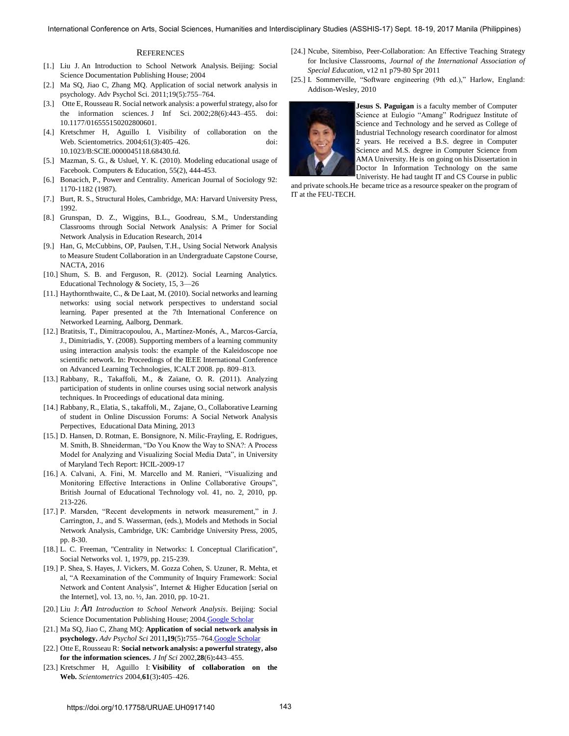## References

- [1.] Liu J. An Introduction to School Network Analysis. Beijing: Social Science Documentation Publishing House; 2004
- [2.] Ma SQ, Jiao C, Zhang MQ. Application of social network analysis in psychology. Adv Psychol Sci. 2011;19(5):755–764.
- [3.] Otte E, Rousseau R. Social network analysis: a powerful strategy, also for the information sciences. J Inf Sci. 2002;28(6):443–455. doi: 10.1177/016555150202800601.
- [4.] Kretschmer H, Aguillo I. Visibility of collaboration on the Web. Scientometrics. 2004;61(3):405–426. doi: 10.1023/B:SCIE.0000045118.68430.fd.
- [5.] Mazman, S. G., & Usluel, Y. K. (2010). Modeling educational usage of Facebook. Computers & Education, 55(2), 444-453.
- [6.] Bonacich, P., Power and Centrality. American Journal of Sociology 92: 1170-1182 (1987).
- [7.] Burt, R. S., Structural Holes, Cambridge, MA: Harvard University Press, 1992.
- [8.] Grunspan, D. Z., Wiggins, B.L., Goodreau, S.M., Understanding Classrooms through Social Network Analysis: A Primer for Social Network Analysis in Education Research, 2014
- [9.] Han, G, McCubbins, OP, Paulsen, T.H., Using Social Network Analysis to Measure Student Collaboration in an Undergraduate Capstone Course, NACTA, 2016
- [10.] Shum, S. B. and Ferguson, R. (2012). Social Learning Analytics. Educational Technology & Society, 15, 3—26
- [11.] Haythornthwaite, C., & De Laat, M. (2010). Social networks and learning networks: using social network perspectives to understand social learning. Paper presented at the 7th International Conference on Networked Learning, Aalborg, Denmark.
- [12.] Bratitsis, T., Dimitracopoulou, A., Martínez-Monés, A., Marcos-García, J., Dimitriadis, Y. (2008). Supporting members of a learning community using interaction analysis tools: the example of the Kaleidoscope noe scientific network. In: Proceedings of the IEEE International Conference on Advanced Learning Technologies, ICALT 2008. pp. 809–813.
- [13.] Rabbany, R., Takaffoli, M., & Zaïane, O. R. (2011). Analyzing participation of students in online courses using social network analysis techniques. In Proceedings of educational data mining.
- [14.] Rabbany, R., Elatia, S., takaffoli, M., Zajane, O., Collaborative Learning of student in Online Discussion Forums: A Social Network Analysis Perpectives, Educational Data Mining, 2013
- [15.] D. Hansen, D. Rotman, E. Bonsignore, N. Milic-Frayling, E. Rodrigues, M. Smith, B. Shneiderman, "Do You Know the Way to SNA?: A Process Model for Analyzing and Visualizing Social Media Data", in University of Maryland Tech Report: HCIL-2009-17
- [16.] A. Calvani, A. Fini, M. Marcello and M. Ranieri, "Visualizing and Monitoring Effective Interactions in Online Collaborative Groups", British Journal of Educational Technology vol. 41, no. 2, 2010, pp. 213-226.
- [17.] P. Marsden, "Recent developments in network measurement," in J. Carrington, J., and S. Wasserman, (eds.), Models and Methods in Social Network Analysis, Cambridge, UK: Cambridge University Press, 2005, pp. 8-30.
- [18.] L. C. Freeman, "Centrality in Networks: I. Conceptual Clarification", Social Networks vol. 1, 1979, pp. 215-239.
- [19.] P. Shea, S. Hayes, J. Vickers, M. Gozza Cohen, S. Uzuner, R. Mehta, et al, "A Reexamination of the Community of Inquiry Framework: Social Network and Content Analysis", Internet & Higher Education [serial on the Internet], vol. 13, no. ½, Jan. 2010, pp. 10-21.
- [20.] Liu J: *An Introduction to School Network Analysis*. Beijing: Social Science Documentation Publishing House; 2004.Google Scholar
- [21.] Ma SQ, Jiao C, Zhang MQ: **Application of social network analysis in psychology.** *Adv Psychol Sci* 2011,**19**(5)**:**755–764.Google Scholar
- [22.] Otte E, Rousseau R: **Social network analysis: a powerful strategy, also for the information sciences.** *J Inf Sci* 2002,**28**(6)**:**443–455.
- [23.] Kretschmer H, Aguillo I: **Visibility of collaboration on the Web.** *Scientometrics* 2004,**61**(3)**:**405–426.
- [24.] Ncube, Sitembiso, Peer-Collaboration: An Effective Teaching Strategy for Inclusive Classrooms, *Journal of the International Association of Special Education*, v12 n1 p79-80 Spr 2011
- [25.] I. Sommerville, "Software engineering (9th ed.)," Harlow, England: Addison-Wesley, 2010

**Jesus S. Paguigan** is a faculty member of Computer Science at Eulogio "Amang" Rodriguez Institute of Science and Technology and he served as College of Industrial Technology research coordinator for almost 2 years. He received a B.S. degree in Computer Science and M.S. degree in Computer Science from AMA University. He is on going on his Dissertation in Doctor In Information Technology on the same Univeristy. He had taught IT and CS Course in public and private schools.He became trice as a resource speaker on the program of IT at the FEU-TECH.